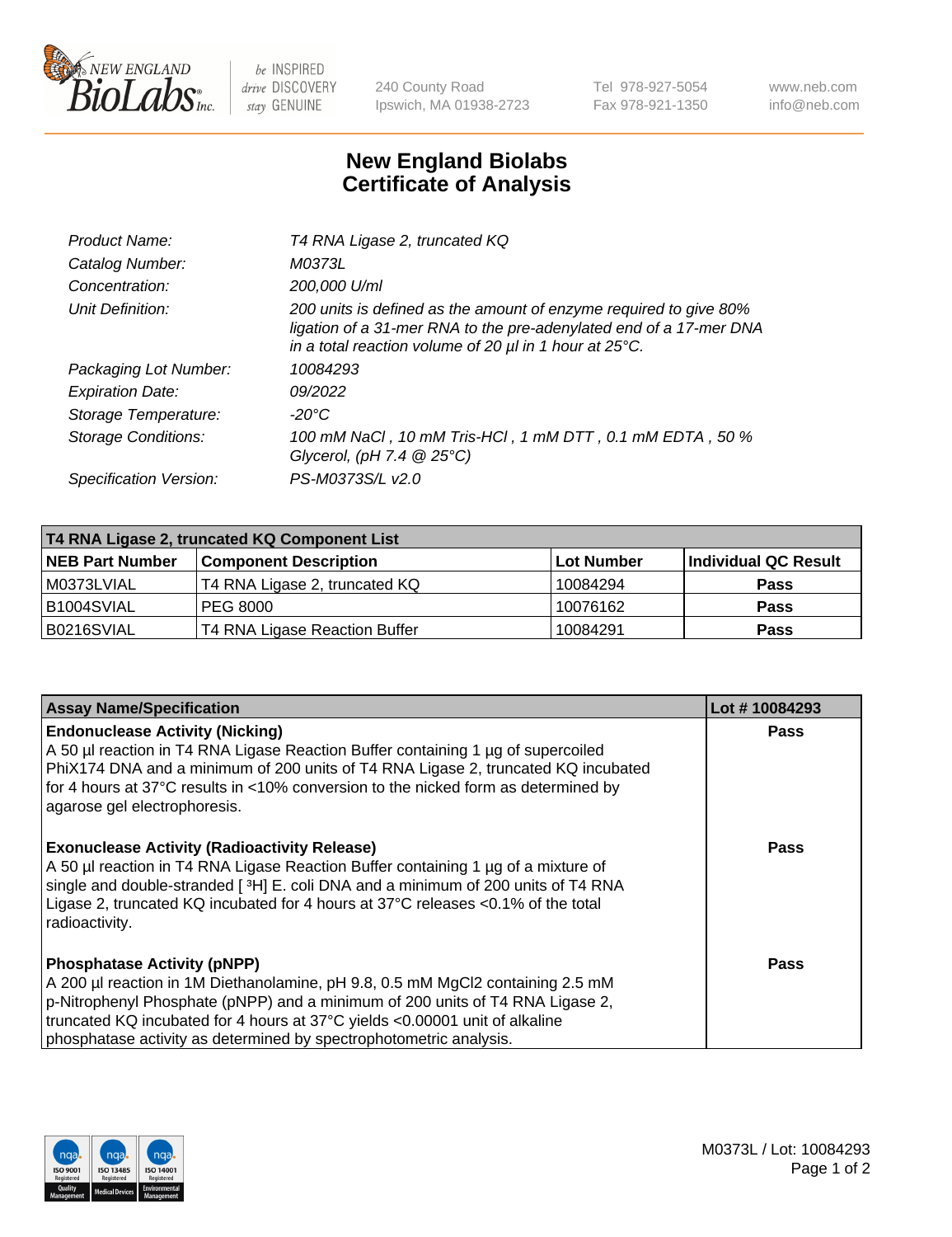# New England Biolabs Certificate of Analysis

| | |
|---|---|
| Product Name: | T4 RNA Ligase 2, truncated KQ |
| Catalog Number: | M0373L |
| Concentration: | 200,000 U/ml |
| Unit Definition: | 200 units is defined as the amount of enzyme required to give 80% ligation of a 31-mer RNA to the pre-adenylated end of a 17-mer DNA in a total reaction volume of 20 µl in 1 hour at 25°C. |
| Packaging Lot Number: | 10084293 |
| Expiration Date: | 09/2022 |
| Storage Temperature: | -20°C |
| Storage Conditions: | 100 mM NaCl , 10 mM Tris-HCl , 1 mM DTT , 0.1 mM EDTA , 50 % Glycerol, (pH 7.4 @ 25°C) |
| Specification Version: | PS-M0373S/L v2.0 |

| T4 RNA Ligase 2, truncated KQ Component List | | | |
|---|---|---|---|
| **NEB Part Number** | **Component Description** | **Lot Number** | **Individual QC Result** |
| M0373LVIAL | T4 RNA Ligase 2, truncated KQ | 10084294 | Pass |
| B1004SVIAL | PEG 8000 | 10076162 | Pass |
| B0216SVIAL | T4 RNA Ligase Reaction Buffer | 10084291 | Pass |

| Assay Name/Specification | Lot # 10084293 |
|---|---|
| **Endonuclease Activity (Nicking)**<br>A 50 µl reaction in T4 RNA Ligase Reaction Buffer containing 1 µg of supercoiled PhiX174 DNA and a minimum of 200 units of T4 RNA Ligase 2, truncated KQ incubated for 4 hours at 37°C results in <10% conversion to the nicked form as determined by agarose gel electrophoresis. | Pass |
| **Exonuclease Activity (Radioactivity Release)**<br>A 50 µl reaction in T4 RNA Ligase Reaction Buffer containing 1 µg of a mixture of single and double-stranded [ $^{3}$H] E. coli DNA and a minimum of 200 units of T4 RNA Ligase 2, truncated KQ incubated for 4 hours at 37°C releases <0.1% of the total radioactivity. | Pass |
| **Phosphatase Activity (pNPP)**<br>A 200 µl reaction in 1M Diethanolamine, pH 9.8, 0.5 mM $MgCl_2$ containing 2.5 mM p-Nitrophenyl Phosphate (pNPP) and a minimum of 200 units of T4 RNA Ligase 2, truncated KQ incubated for 4 hours at 37°C yields <0.00001 unit of alkaline phosphatase activity as determined by spectrophotometric analysis. | Pass |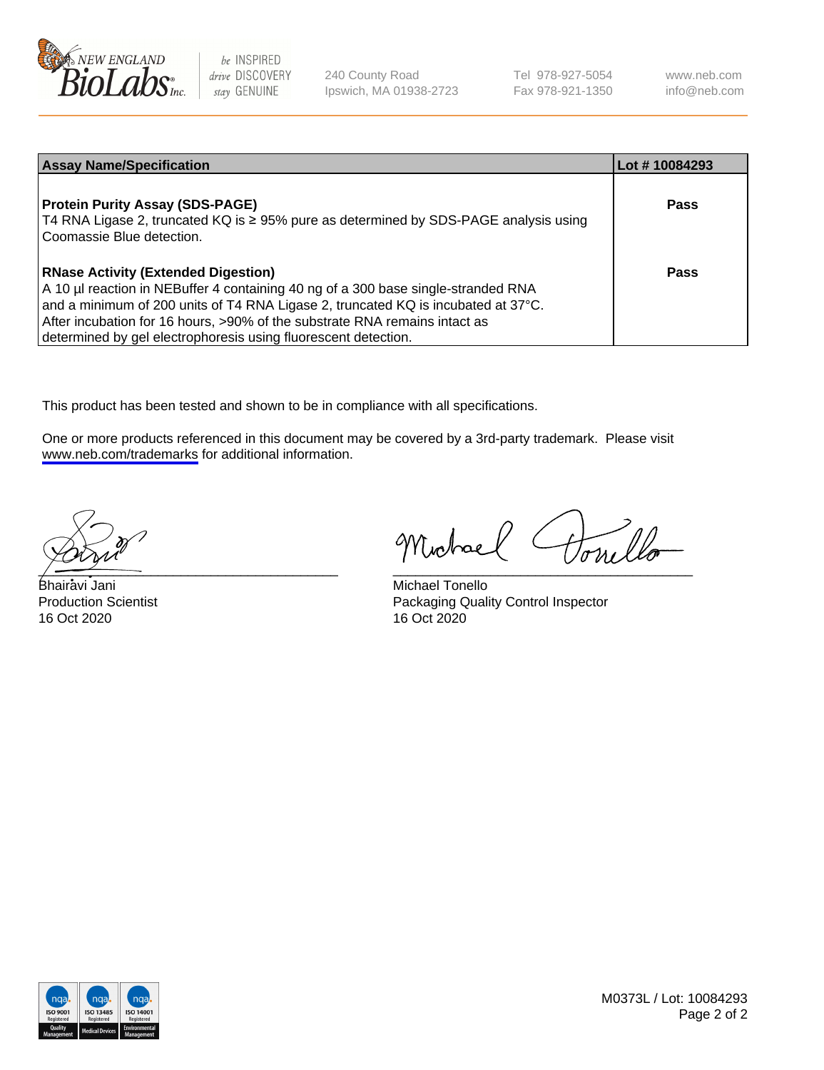be INSPIRED
drive DISCOVERY
stay GENUINE

240 County Road
Ipswich, MA 01938-2723

Tel 978-927-5054
Fax 978-921-1350

www.neb.com
info@neb.com

| Assay Name/Specification | Lot # 10084293 |
|---|---|
| **Protein Purity Assay (SDS-PAGE)**<br>T4 RNA Ligase 2, truncated KQ is ≥ 95% pure as determined by SDS-PAGE analysis using Coomassie Blue detection. | **Pass** |
| **RNase Activity (Extended Digestion)**<br>A 10 µl reaction in NEBuffer 4 containing 40 ng of a 300 base single-stranded RNA and a minimum of 200 units of T4 RNA Ligase 2, truncated KQ is incubated at 37°C. After incubation for 16 hours, >90% of the substrate RNA remains intact as determined by gel electrophoresis using fluorescent detection. | **Pass** |

This product has been tested and shown to be in compliance with all specifications.

One or more products referenced in this document may be covered by a 3rd-party trademark. Please visit www.neb.com/trademarks for additional information.

Bhairavi Jani
Production Scientist
16 Oct 2020

Michael Tonello
Packaging Quality Control Inspector
16 Oct 2020

M0373L / Lot: 10084293